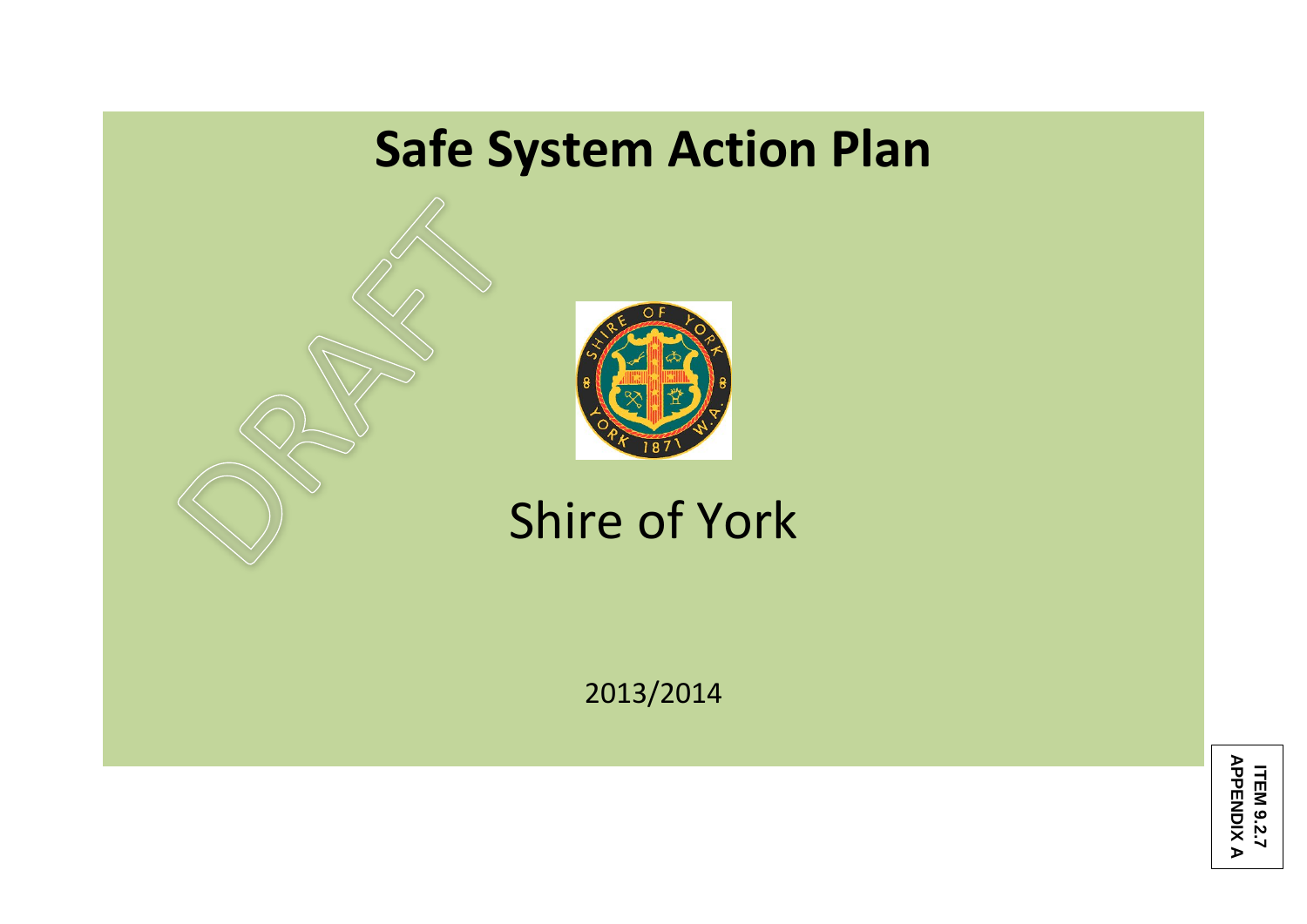# Safe System Action Plan

DRAFT

Shire of York

2013/2014

ITEM 9.2.7
APPENDIX A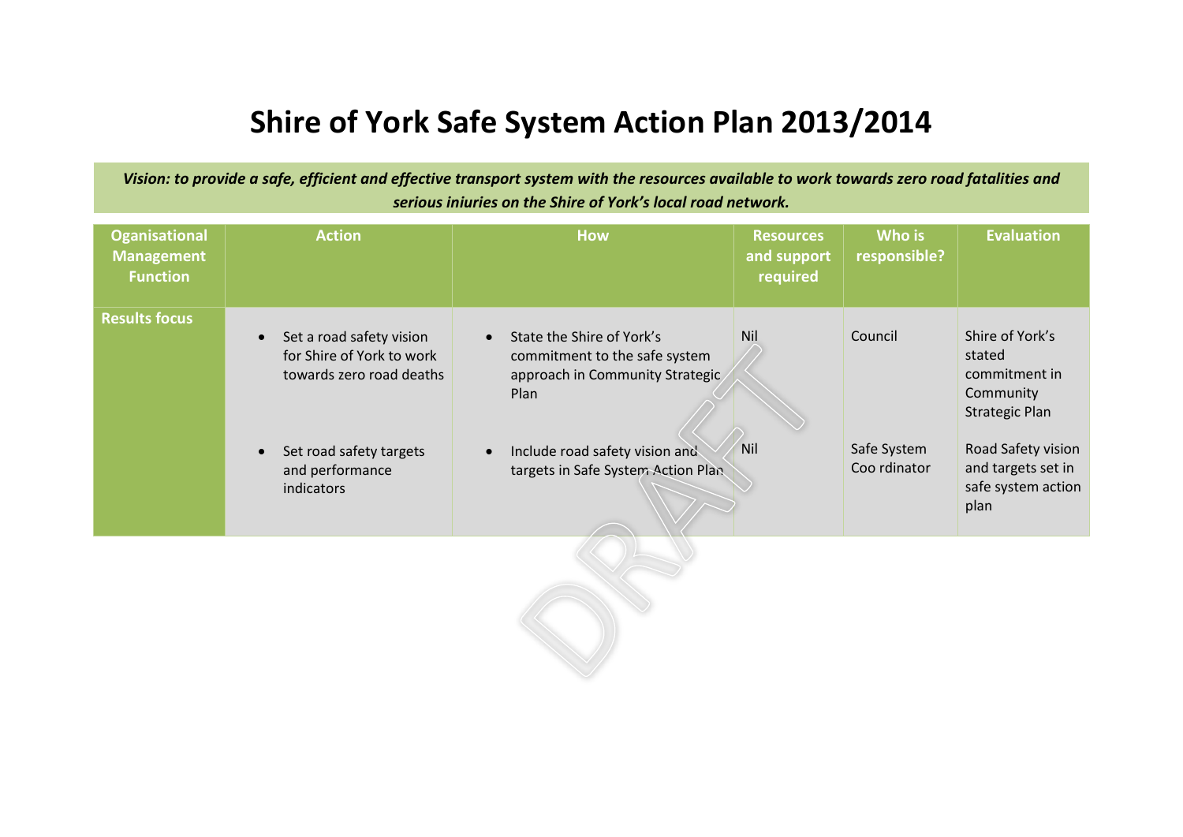# Shire of York Safe System Action Plan 2013/2014

***Vision: to provide a safe, efficient and effective transport system with the resources available to work towards zero road fatalities and serious iniuries on the Shire of York's local road network.***

| Oganisational Management Function | Action | How | Resources and support required | Who is responsible? | Evaluation |
|---|---|---|---|---|---|
| **Results focus** | • Set a road safety vision for Shire of York to work towards zero road deaths | • State the Shire of York's commitment to the safe system approach in Community Strategic Plan | Nil | Council | Shire of York's stated commitment in Community Strategic Plan |
| | • Set road safety targets and performance indicators | • Include road safety vision and targets in Safe System Action Plan | Nil | Safe System Coo rdinator | Road Safety vision and targets set in safe system action plan |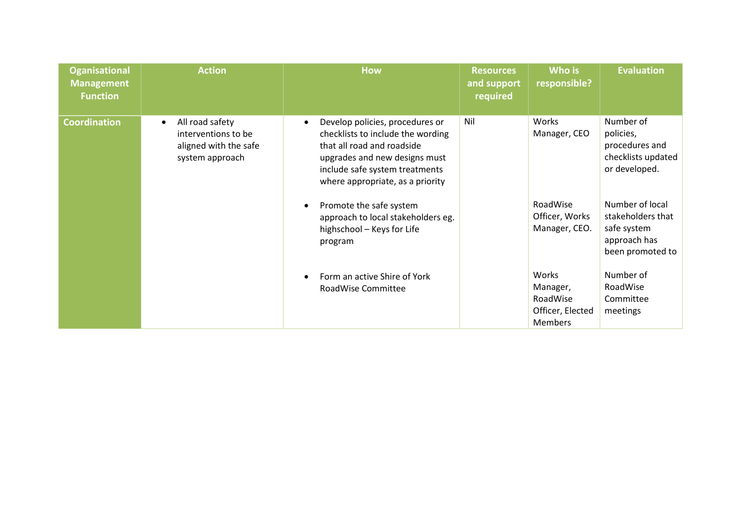| Oganisational Management Function | Action | How | Resources and support required | Who is responsible? | Evaluation |
|---|---|---|---|---|---|
| **Coordination** | • All road safety interventions to be aligned with the safe system approach | • Develop policies, procedures or checklists to include the wording that all road and roadside upgrades and new designs must include safe system treatments where appropriate, as a priority | Nil | Works Manager, CEO | Number of policies, procedures and checklists updated or developed. |
| | | • Promote the safe system approach to local stakeholders eg. highschool – Keys for Life program | | RoadWise Officer, Works Manager, CEO. | Number of local stakeholders that safe system approach has been promoted to |
| | | • Form an active Shire of York RoadWise Committee | | Works Manager, RoadWise Officer, Elected Members | Number of RoadWise Committee meetings |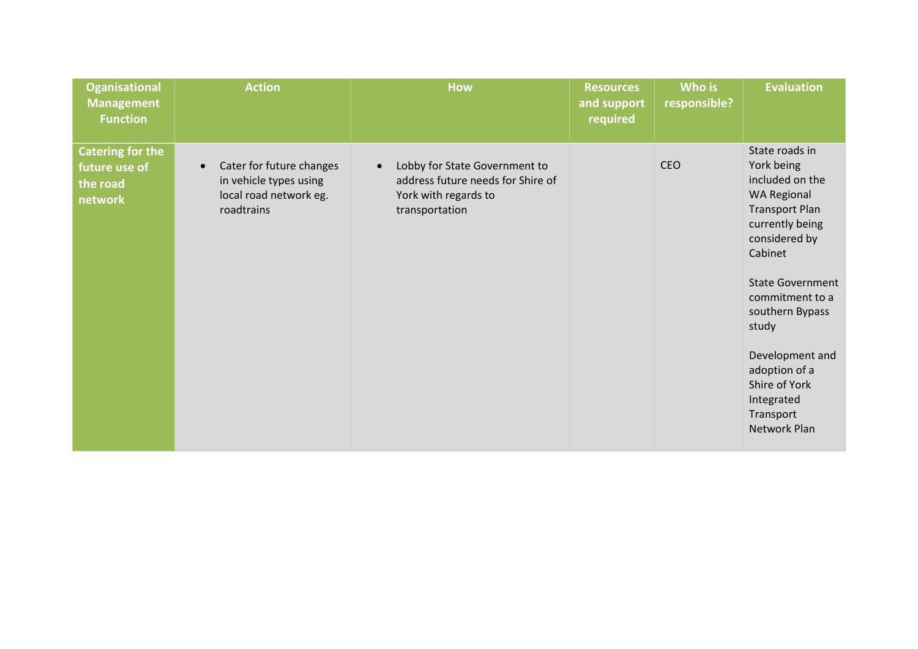| Oganisational Management Function | Action | How | Resources and support required | Who is responsible? | Evaluation |
|---|---|---|---|---|---|
| **Catering for the future use of the road network** | • Cater for future changes in vehicle types using local road network eg. roadtrains | • Lobby for State Government to address future needs for Shire of York with regards to transportation | | CEO | State roads in York being included on the WA Regional Transport Plan currently being considered by Cabinet<br><br>State Government commitment to a southern Bypass study<br><br>Development and adoption of a Shire of York Integrated Transport Network Plan |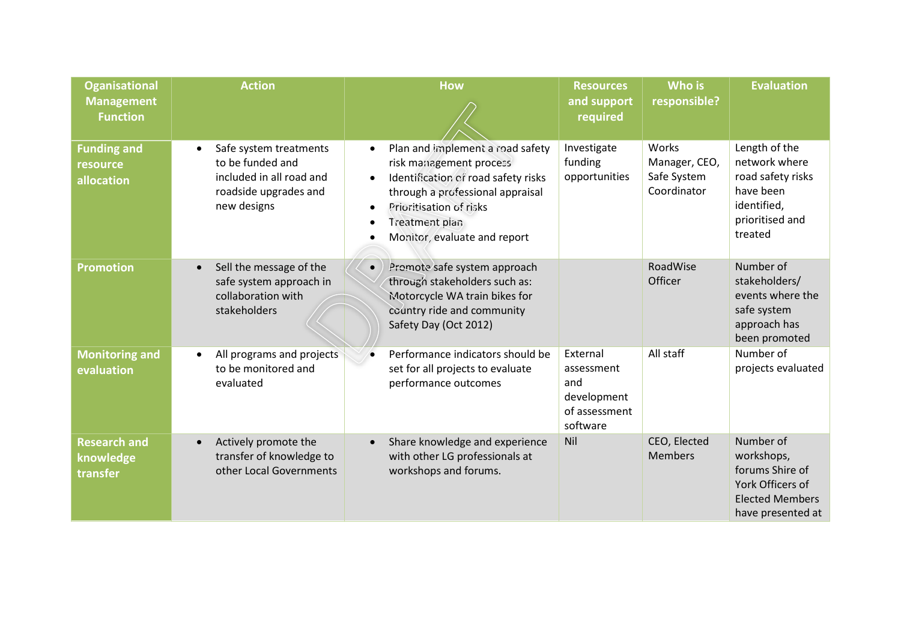| Oganisational Management Function | Action | How | Resources and support required | Who is responsible? | Evaluation |
|---|---|---|---|---|---|
| **Funding and resource allocation** | • Safe system treatments to be funded and included in all road and roadside upgrades and new designs | • Plan and implement a road safety risk management process<br>• Identification of road safety risks through a professional appraisal<br>• Prioritisation of risks<br>• Treatment plan<br>• Monitor, evaluate and report | Investigate funding opportunities | Works Manager, CEO, Safe System Coordinator | Length of the network where road safety risks have been identified, prioritised and treated |
| **Promotion** | • Sell the message of the safe system approach in collaboration with stakeholders | • Promote safe system approach through stakeholders such as: Motorcycle WA train bikes for country ride and community Safety Day (Oct 2012) | | RoadWise Officer | Number of stakeholders/ events where the safe system approach has been promoted |
| **Monitoring and evaluation** | • All programs and projects to be monitored and evaluated | • Performance indicators should be set for all projects to evaluate performance outcomes | External assessment and development of assessment software | All staff | Number of projects evaluated |
| **Research and knowledge transfer** | • Actively promote the transfer of knowledge to other Local Governments | • Share knowledge and experience with other LG professionals at workshops and forums. | Nil | CEO, Elected Members | Number of workshops, forums Shire of York Officers of Elected Members have presented at |